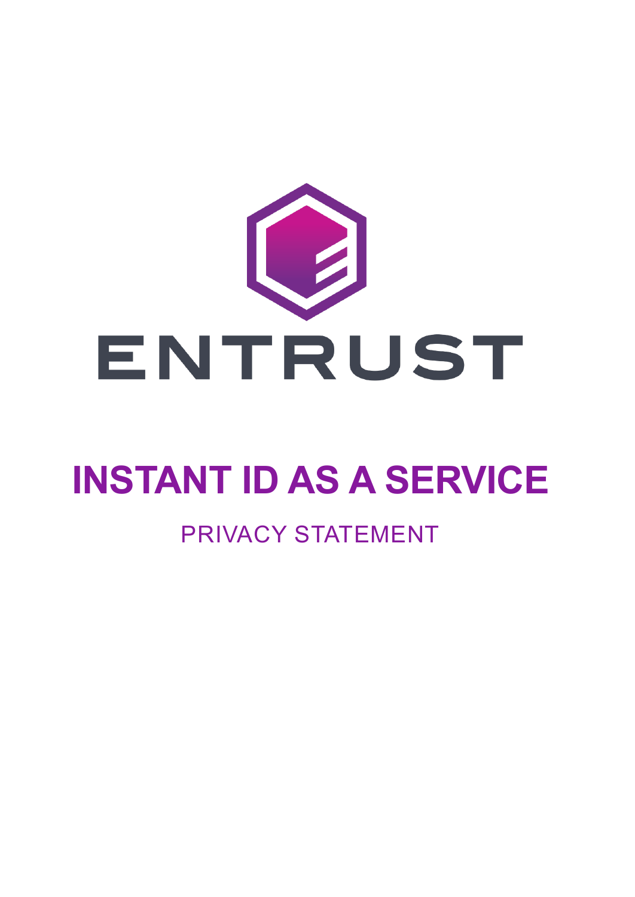ENTRUST

# INSTANT ID AS A SERVICE

## PRIVACY STATEMENT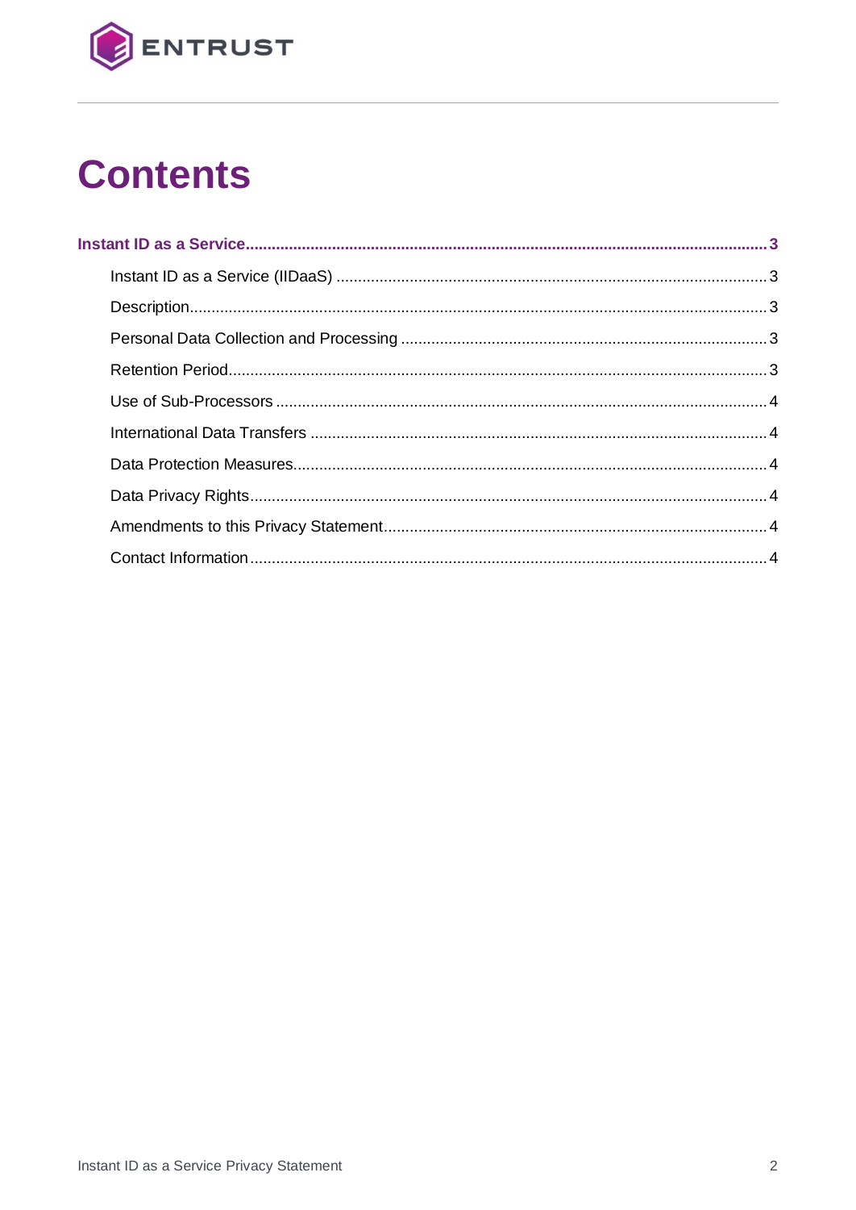# Contents

**Instant ID as a Service ........................................................................................................ 3**

- Instant ID as a Service (IIDaaS) ........................................................................................ 3
- Description ........................................................................................................................ 3
- Personal Data Collection and Processing ........................................................................ 3
- Retention Period ................................................................................................................ 3
- Use of Sub-Processors ...................................................................................................... 4
- International Data Transfers .............................................................................................. 4
- Data Protection Measures ................................................................................................. 4
- Data Privacy Rights ........................................................................................................... 4
- Amendments to this Privacy Statement ............................................................................ 4
- Contact Information ........................................................................................................... 4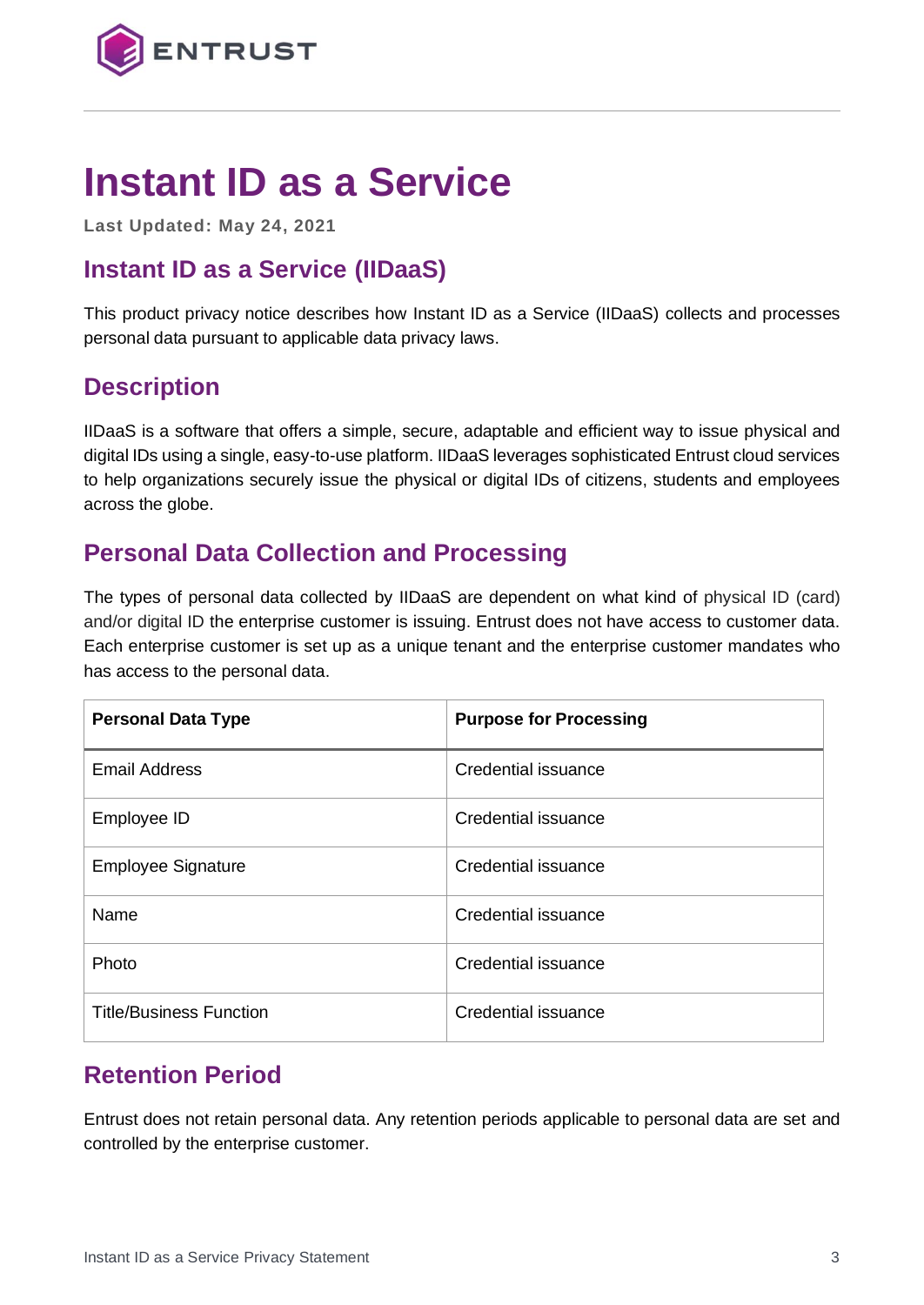# Instant ID as a Service

**Last Updated: May 24, 2021**

## Instant ID as a Service (IIDaaS)

This product privacy notice describes how Instant ID as a Service (IIDaaS) collects and processes personal data pursuant to applicable data privacy laws.

## Description

IIDaaS is a software that offers a simple, secure, adaptable and efficient way to issue physical and digital IDs using a single, easy-to-use platform. IIDaaS leverages sophisticated Entrust cloud services to help organizations securely issue the physical or digital IDs of citizens, students and employees across the globe.

## Personal Data Collection and Processing

The types of personal data collected by IIDaaS are dependent on what kind of physical ID (card) and/or digital ID the enterprise customer is issuing. Entrust does not have access to customer data. Each enterprise customer is set up as a unique tenant and the enterprise customer mandates who has access to the personal data.

| Personal Data Type | Purpose for Processing |
| --- | --- |
| Email Address | Credential issuance |
| Employee ID | Credential issuance |
| Employee Signature | Credential issuance |
| Name | Credential issuance |
| Photo | Credential issuance |
| Title/Business Function | Credential issuance |

## Retention Period

Entrust does not retain personal data. Any retention periods applicable to personal data are set and controlled by the enterprise customer.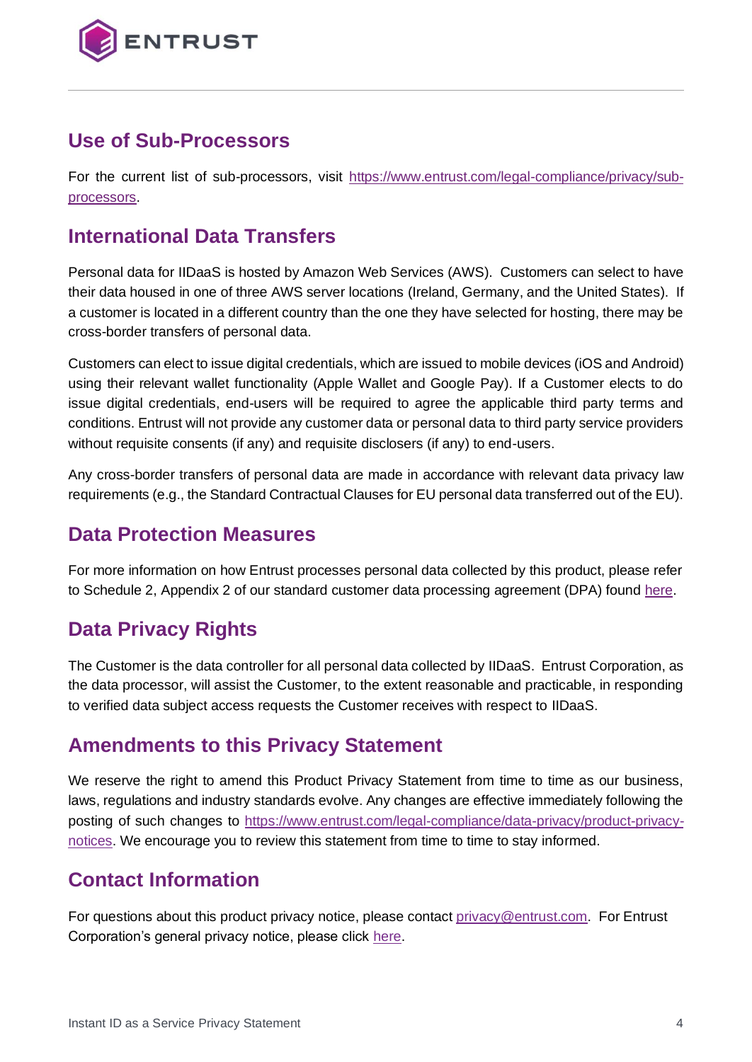## Use of Sub-Processors

For the current list of sub-processors, visit https://www.entrust.com/legal-compliance/privacy/sub-processors.

## International Data Transfers

Personal data for IIDaaS is hosted by Amazon Web Services (AWS). Customers can select to have their data housed in one of three AWS server locations (Ireland, Germany, and the United States). If a customer is located in a different country than the one they have selected for hosting, there may be cross-border transfers of personal data.

Customers can elect to issue digital credentials, which are issued to mobile devices (iOS and Android) using their relevant wallet functionality (Apple Wallet and Google Pay). If a Customer elects to do issue digital credentials, end-users will be required to agree the applicable third party terms and conditions. Entrust will not provide any customer data or personal data to third party service providers without requisite consents (if any) and requisite disclosers (if any) to end-users.

Any cross-border transfers of personal data are made in accordance with relevant data privacy law requirements (e.g., the Standard Contractual Clauses for EU personal data transferred out of the EU).

## Data Protection Measures

For more information on how Entrust processes personal data collected by this product, please refer to Schedule 2, Appendix 2 of our standard customer data processing agreement (DPA) found here.

## Data Privacy Rights

The Customer is the data controller for all personal data collected by IIDaaS. Entrust Corporation, as the data processor, will assist the Customer, to the extent reasonable and practicable, in responding to verified data subject access requests the Customer receives with respect to IIDaaS.

## Amendments to this Privacy Statement

We reserve the right to amend this Product Privacy Statement from time to time as our business, laws, regulations and industry standards evolve. Any changes are effective immediately following the posting of such changes to https://www.entrust.com/legal-compliance/data-privacy/product-privacy-notices. We encourage you to review this statement from time to time to stay informed.

## Contact Information

For questions about this product privacy notice, please contact privacy@entrust.com. For Entrust Corporation's general privacy notice, please click here.